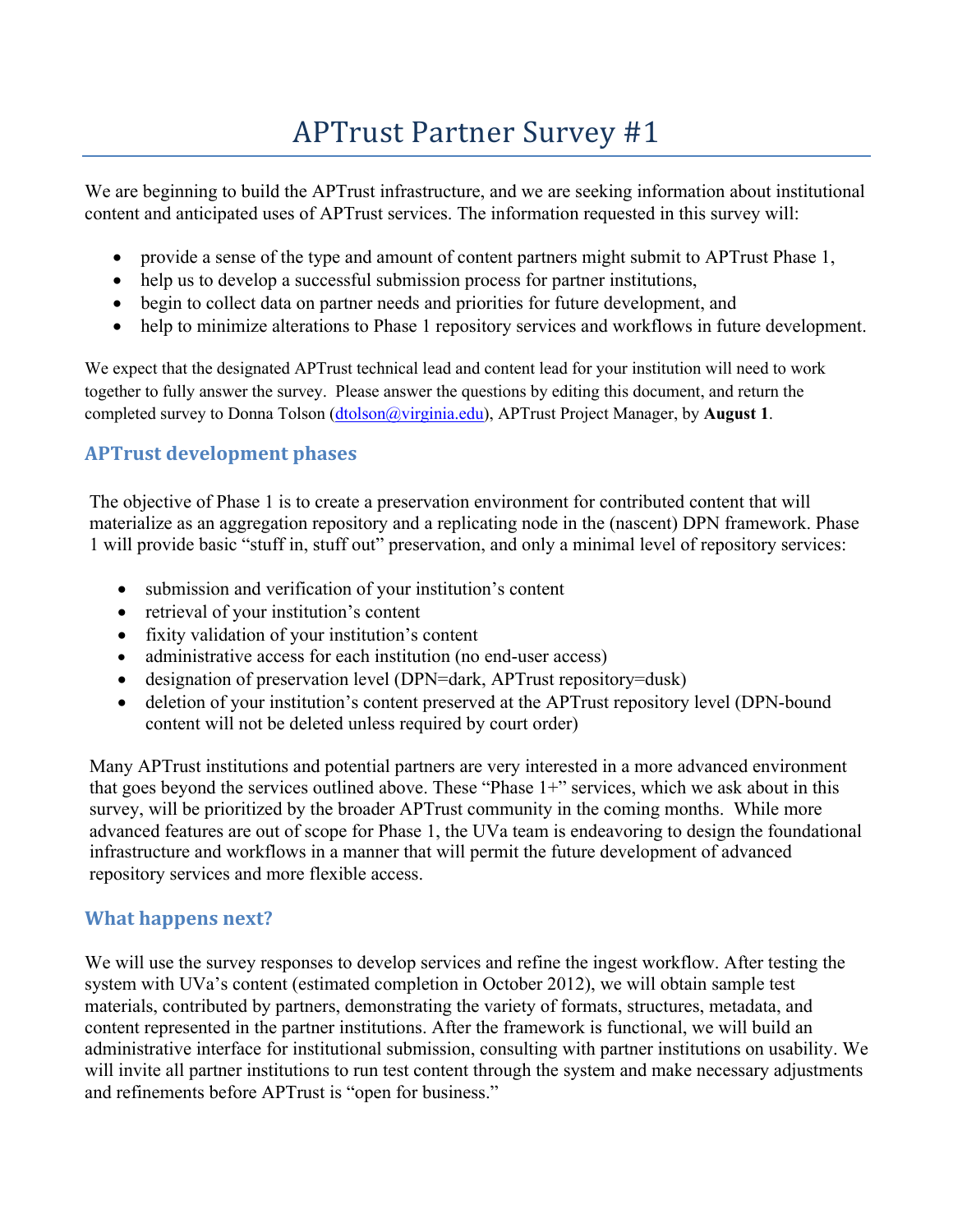# APTrust Partner Survey #1

We are beginning to build the APTrust infrastructure, and we are seeking information about institutional content and anticipated uses of APTrust services. The information requested in this survey will:

- provide a sense of the type and amount of content partners might submit to APTrust Phase 1,
- help us to develop a successful submission process for partner institutions,
- begin to collect data on partner needs and priorities for future development, and
- help to minimize alterations to Phase 1 repository services and workflows in future development.

We expect that the designated APTrust technical lead and content lead for your institution will need to work together to fully answer the survey. Please answer the questions by editing this document, and return the completed survey to Donna Tolson (dtolson@virginia.edu), APTrust Project Manager, by **August 1**.

## APTrust development phases

The objective of Phase 1 is to create a preservation environment for contributed content that will materialize as an aggregation repository and a replicating node in the (nascent) DPN framework. Phase 1 will provide basic "stuff in, stuff out" preservation, and only a minimal level of repository services:

- submission and verification of your institution's content
- retrieval of your institution's content
- fixity validation of your institution's content
- administrative access for each institution (no end-user access)
- designation of preservation level (DPN=dark, APTrust repository=dusk)
- deletion of your institution's content preserved at the APTrust repository level (DPN-bound content will not be deleted unless required by court order)

Many APTrust institutions and potential partners are very interested in a more advanced environment that goes beyond the services outlined above. These "Phase 1+" services, which we ask about in this survey, will be prioritized by the broader APTrust community in the coming months. While more advanced features are out of scope for Phase 1, the UVa team is endeavoring to design the foundational infrastructure and workflows in a manner that will permit the future development of advanced repository services and more flexible access.

## What happens next?

We will use the survey responses to develop services and refine the ingest workflow. After testing the system with UVa's content (estimated completion in October 2012), we will obtain sample test materials, contributed by partners, demonstrating the variety of formats, structures, metadata, and content represented in the partner institutions. After the framework is functional, we will build an administrative interface for institutional submission, consulting with partner institutions on usability. We will invite all partner institutions to run test content through the system and make necessary adjustments and refinements before APTrust is "open for business."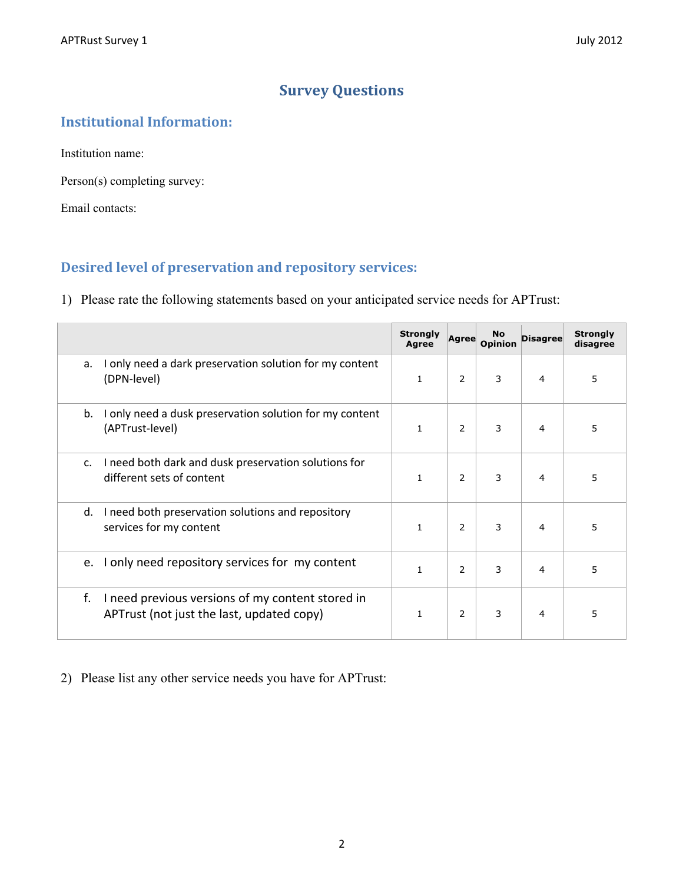# Survey Questions

## Institutional Information:

Institution name:

Person(s) completing survey:

Email contacts:

## Desired level of preservation and repository services:

1) Please rate the following statements based on your anticipated service needs for APTrust:

| | Strongly Agree | Agree | No Opinion | Disagree | Strongly disagree |
|---|---|---|---|---|---|
| a. I only need a dark preservation solution for my content (DPN-level) | 1 | 2 | 3 | 4 | 5 |
| b. I only need a dusk preservation solution for my content (APTrust-level) | 1 | 2 | 3 | 4 | 5 |
| c. I need both dark and dusk preservation solutions for different sets of content | 1 | 2 | 3 | 4 | 5 |
| d. I need both preservation solutions and repository services for my content | 1 | 2 | 3 | 4 | 5 |
| e. I only need repository services for my content | 1 | 2 | 3 | 4 | 5 |
| f. I need previous versions of my content stored in APTrust (not just the last, updated copy) | 1 | 2 | 3 | 4 | 5 |

2) Please list any other service needs you have for APTrust: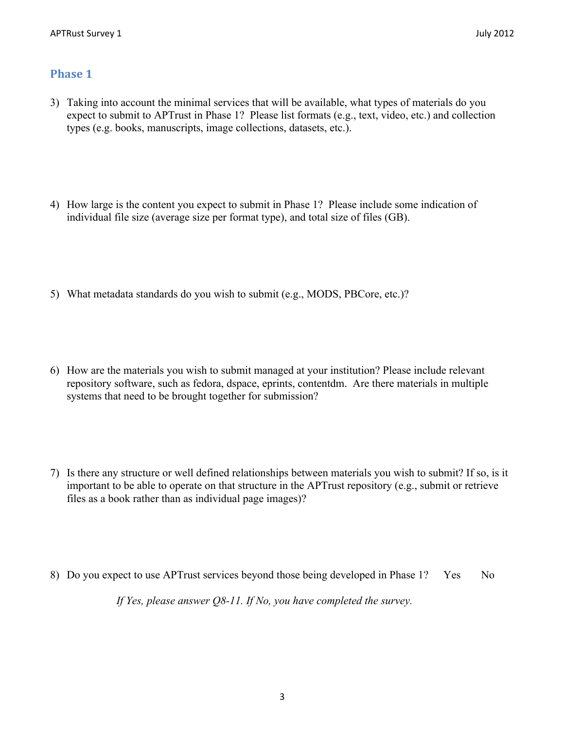## Phase 1

3) Taking into account the minimal services that will be available, what types of materials do you expect to submit to APTrust in Phase 1? Please list formats (e.g., text, video, etc.) and collection types (e.g. books, manuscripts, image collections, datasets, etc.).

4) How large is the content you expect to submit in Phase 1? Please include some indication of individual file size (average size per format type), and total size of files (GB).

5) What metadata standards do you wish to submit (e.g., MODS, PBCore, etc.)?

6) How are the materials you wish to submit managed at your institution? Please include relevant repository software, such as fedora, dspace, eprints, contentdm. Are there materials in multiple systems that need to be brought together for submission?

7) Is there any structure or well defined relationships between materials you wish to submit? If so, is it important to be able to operate on that structure in the APTrust repository (e.g., submit or retrieve files as a book rather than as individual page images)?

8) Do you expect to use APTrust services beyond those being developed in Phase 1? Yes No

*If Yes, please answer Q8-11. If No, you have completed the survey.*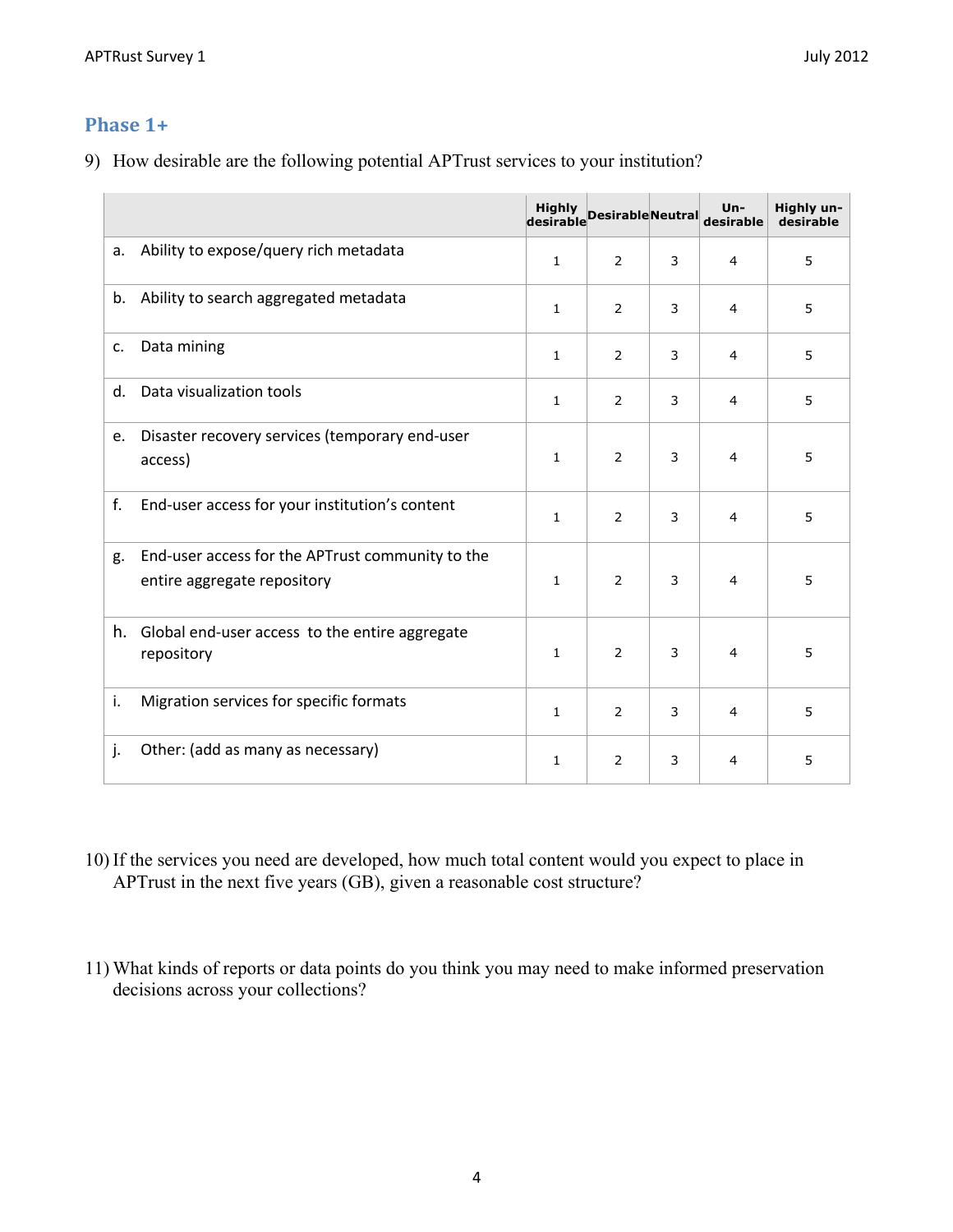## Phase 1+

9) How desirable are the following potential APTrust services to your institution?

| | Highly desirable | Desirable | Neutral | Un-desirable | Highly un-desirable |
|---|---|---|---|---|---|
| a. Ability to expose/query rich metadata | 1 | 2 | 3 | 4 | 5 |
| b. Ability to search aggregated metadata | 1 | 2 | 3 | 4 | 5 |
| c. Data mining | 1 | 2 | 3 | 4 | 5 |
| d. Data visualization tools | 1 | 2 | 3 | 4 | 5 |
| e. Disaster recovery services (temporary end-user access) | 1 | 2 | 3 | 4 | 5 |
| f. End-user access for your institution's content | 1 | 2 | 3 | 4 | 5 |
| g. End-user access for the APTrust community to the entire aggregate repository | 1 | 2 | 3 | 4 | 5 |
| h. Global end-user access to the entire aggregate repository | 1 | 2 | 3 | 4 | 5 |
| i. Migration services for specific formats | 1 | 2 | 3 | 4 | 5 |
| j. Other: (add as many as necessary) | 1 | 2 | 3 | 4 | 5 |

10) If the services you need are developed, how much total content would you expect to place in APTrust in the next five years (GB), given a reasonable cost structure?

11) What kinds of reports or data points do you think you may need to make informed preservation decisions across your collections?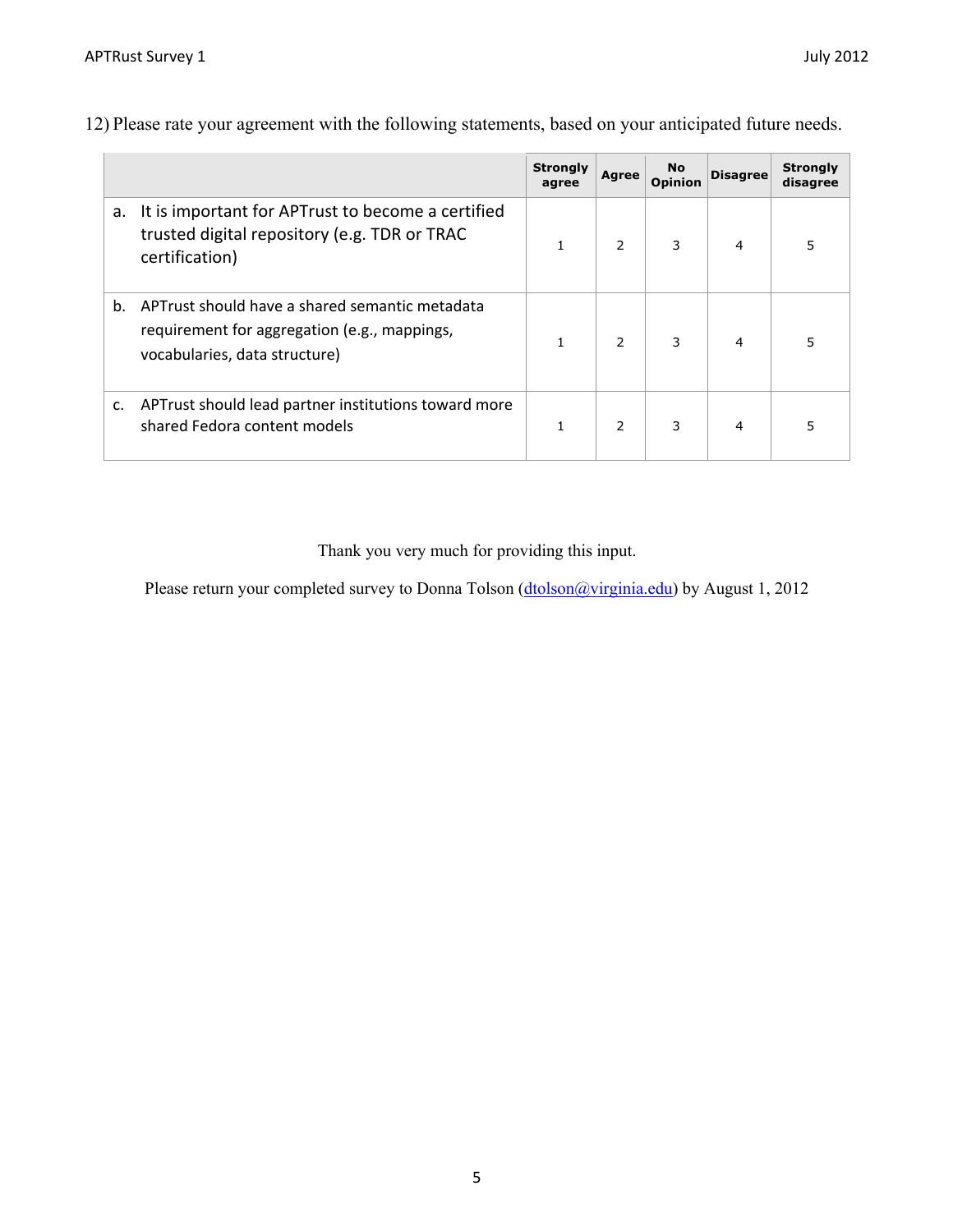12) Please rate your agreement with the following statements, based on your anticipated future needs.

| | Strongly agree | Agree | No Opinion | Disagree | Strongly disagree |
|---|---|---|---|---|---|
| a. It is important for APTrust to become a certified trusted digital repository (e.g. TDR or TRAC certification) | 1 | 2 | 3 | 4 | 5 |
| b. APTrust should have a shared semantic metadata requirement for aggregation (e.g., mappings, vocabularies, data structure) | 1 | 2 | 3 | 4 | 5 |
| c. APTrust should lead partner institutions toward more shared Fedora content models | 1 | 2 | 3 | 4 | 5 |

Thank you very much for providing this input.

Please return your completed survey to Donna Tolson (dtolson@virginia.edu) by August 1, 2012